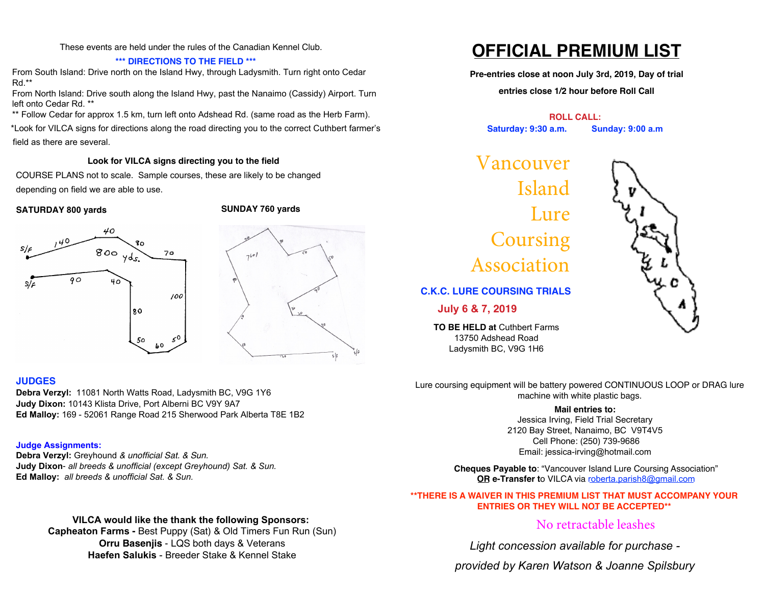These events are held under the rules of the Canadian Kennel Club.

**\*\*\* DIRECTIONS TO THE FIELD \*\*\***

From South Island: Drive north on the Island Hwy, through Ladysmith. Turn right onto Cedar Rd.\*\*

From North Island: Drive south along the Island Hwy, past the Nanaimo (Cassidy) Airport. Turn left onto Cedar Rd. \*\*

\*\* Follow Cedar for approx 1.5 km, turn left onto Adshead Rd. (same road as the Herb Farm).

\*Look for VILCA signs for directions along the road directing you to the correct Cuthbert farmer's field as there are several.

**Look for VILCA signs directing you to the field**

COURSE PLANS not to scale. Sample courses, these are likely to be changed depending on field we are able to use.

**SATURDAY 800 yards**

**SUNDAY 760 yards**

## JUDGES

**Debra Verzyl:** 11081 North Watts Road, Ladysmith BC, V9G 1Y6
**Judy Dixon:** 10143 Klista Drive, Port Alberni BC V9Y 9A7
**Ed Malloy:** 169 - 52061 Range Road 215 Sherwood Park Alberta T8E 1B2

### Judge Assignments:

**Debra Verzyl:** Greyhound *& unofficial Sat. & Sun.*
**Judy Dixon**- *all breeds & unofficial (except Greyhound) Sat. & Sun.*
**Ed Malloy:** *all breeds & unofficial Sat. & Sun.*

**VILCA would like the thank the following Sponsors:**
**Capheaton Farms -** Best Puppy (Sat) & Old Timers Fun Run (Sun)
**Orru Basenjis** - LQS both days & Veterans
**Haefen Salukis** - Breeder Stake & Kennel Stake

# OFFICIAL PREMIUM LIST

**Pre-entries close at noon July 3rd, 2019, Day of trial entries close 1/2 hour before Roll Call**

**ROLL CALL:**
**Saturday: 9:30 a.m.** **Sunday: 9:00 a.m**

# Vancouver Island Lure Coursing Association

**C.K.C. LURE COURSING TRIALS**

**July 6 & 7, 2019**

**TO BE HELD at** Cuthbert Farms
13750 Adshead Road
Ladysmith BC, V9G 1H6

Lure coursing equipment will be battery powered CONTINUOUS LOOP or DRAG lure machine with white plastic bags.

**Mail entries to:**
Jessica Irving, Field Trial Secretary
2120 Bay Street, Nanaimo, BC V9T4V5
Cell Phone: (250) 739-9686
Email: jessica-irving@hotmail.com

**Cheques Payable to**: "Vancouver Island Lure Coursing Association"
**OR e-Transfer t**o VILCA via roberta.parish8@gmail.com

**\*\*THERE IS A WAIVER IN THIS PREMIUM LIST THAT MUST ACCOMPANY YOUR ENTRIES OR THEY WILL NOT BE ACCEPTED\*\***

No retractable leashes

*Light concession available for purchase - provided by Karen Watson & Joanne Spilsbury*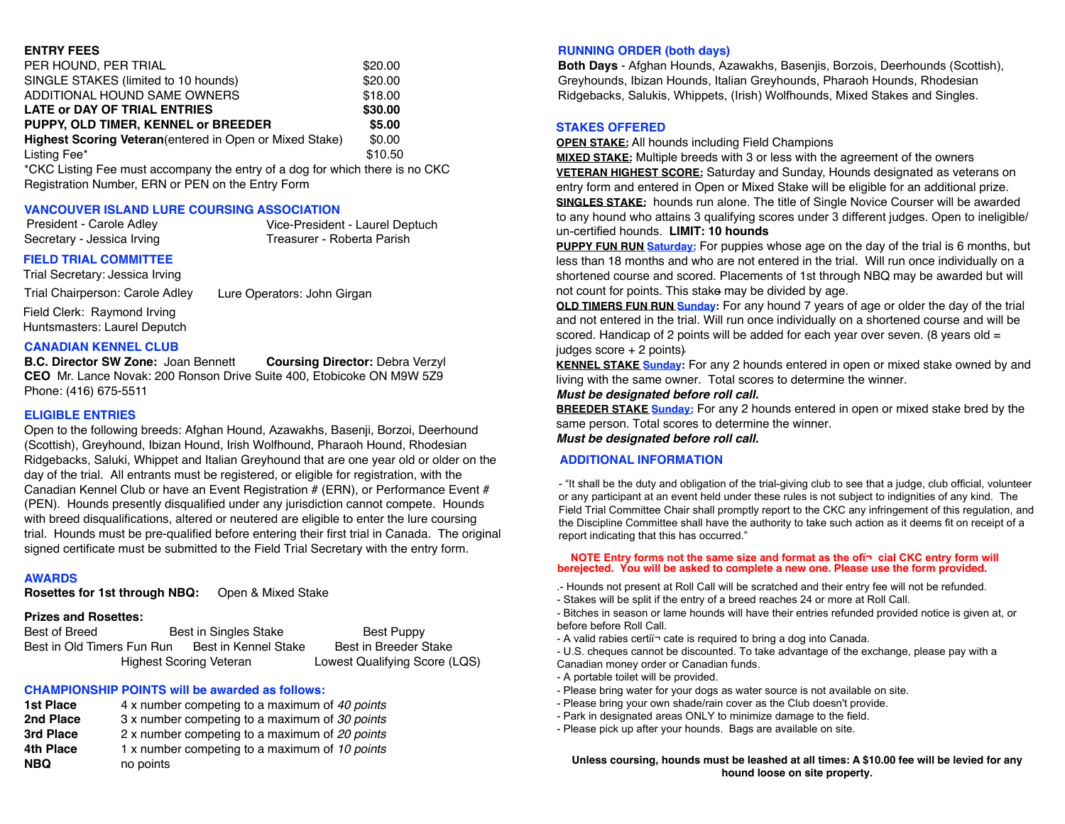## ENTRY FEES

| | |
|---|---|
| PER HOUND, PER TRIAL | $20.00 |
| SINGLE STAKES (limited to 10 hounds) | $20.00 |
| ADDITIONAL HOUND SAME OWNERS | $18.00 |
| **LATE or DAY OF TRIAL ENTRIES** | **$30.00** |
| **PUPPY, OLD TIMER, KENNEL or BREEDER** | **$5.00** |
| **Highest Scoring Veteran**(entered in Open or Mixed Stake) | $0.00 |
| Listing Fee* | $10.50 |

*CKC Listing Fee must accompany the entry of a dog for which there is no CKC Registration Number, ERN or PEN on the Entry Form

## VANCOUVER ISLAND LURE COURSING ASSOCIATION

President - Carole Adley
Vice-President - Laurel Deptuch
Secretary - Jessica Irving
Treasurer - Roberta Parish

## FIELD TRIAL COMMITTEE

Trial Secretary: Jessica Irving
Trial Chairperson: Carole Adley
Lure Operators: John Girgan
Field Clerk: Raymond Irving
Huntsmasters: Laurel Deputch

## CANADIAN KENNEL CLUB

**B.C. Director SW Zone:** Joan Bennett
**Coursing Director:** Debra Verzyl
**CEO** Mr. Lance Novak: 200 Ronson Drive Suite 400, Etobicoke ON M9W 5Z9
Phone: (416) 675-5511

## ELIGIBLE ENTRIES

Open to the following breeds: Afghan Hound, Azawakhs, Basenji, Borzoi, Deerhound (Scottish), Greyhound, Ibizan Hound, Irish Wolfhound, Pharaoh Hound, Rhodesian Ridgebacks, Saluki, Whippet and Italian Greyhound that are one year old or older on the day of the trial. All entrants must be registered, or eligible for registration, with the Canadian Kennel Club or have an Event Registration # (ERN), or Performance Event # (PEN). Hounds presently disqualified under any jurisdiction cannot compete. Hounds with breed disqualifications, altered or neutered are eligible to enter the lure coursing trial. Hounds must be pre-qualified before entering their first trial in Canada. The original signed certificate must be submitted to the Field Trial Secretary with the entry form.

## AWARDS

**Rosettes for 1st through NBQ:** Open & Mixed Stake

**Prizes and Rosettes:**

Best of Breed
Best in Singles Stake
Best Puppy
Best in Old Timers Fun Run
Best in Kennel Stake
Best in Breeder Stake
Highest Scoring Veteran
Lowest Qualifying Score (LQS)

## CHAMPIONSHIP POINTS will be awarded as follows:

| | |
|---|---|
| **1st Place** | 4 x number competing to a maximum of *40 points* |
| **2nd Place** | 3 x number competing to a maximum of *30 points* |
| **3rd Place** | 2 x number competing to a maximum of *20 points* |
| **4th Place** | 1 x number competing to a maximum of *10 points* |
| **NBQ** | no points |

## RUNNING ORDER (both days)

**Both Days** - Afghan Hounds, Azawakhs, Basenjis, Borzois, Deerhounds (Scottish), Greyhounds, Ibizan Hounds, Italian Greyhounds, Pharaoh Hounds, Rhodesian Ridgebacks, Salukis, Whippets, (Irish) Wolfhounds, Mixed Stakes and Singles.

## STAKES OFFERED

**OPEN STAKE:** All hounds including Field Champions

**MIXED STAKE:** Multiple breeds with 3 or less with the agreement of the owners

**VETERAN HIGHEST SCORE:** Saturday and Sunday, Hounds designated as veterans on entry form and entered in Open or Mixed Stake will be eligible for an additional prize.

**SINGLES STAKE:** hounds run alone. The title of Single Novice Courser will be awarded to any hound who attains 3 qualifying scores under 3 different judges. Open to ineligible/ un-certified hounds. **LIMIT: 10 hounds**

**PUPPY FUN RUN Saturday:** For puppies whose age on the day of the trial is 6 months, but less than 18 months and who are not entered in the trial. Will run once individually on a shortened course and scored. Placements of 1st through NBQ may be awarded but will not count for points. This stake may be divided by age.

**OLD TIMERS FUN RUN Sunday:** For any hound 7 years of age or older the day of the trial and not entered in the trial. Will run once individually on a shortened course and will be scored. Handicap of 2 points will be added for each year over seven. (8 years old = judges score + 2 points)

**KENNEL STAKE Sunday:** For any 2 hounds entered in open or mixed stake owned by and living with the same owner. Total scores to determine the winner.
***Must be designated before roll call.***

**BREEDER STAKE Sunday:** For any 2 hounds entered in open or mixed stake bred by the same person. Total scores to determine the winner.
***Must be designated before roll call.***

## ADDITIONAL INFORMATION

- "It shall be the duty and obligation of the trial-giving club to see that a judge, club official, volunteer or any participant at an event held under these rules is not subject to indignities of any kind. The Field Trial Committee Chair shall promptly report to the CKC any infringement of this regulation, and the Discipline Committee shall have the authority to take such action as it deems fit on receipt of a report indicating that this has occurred."

**NOTE Entry forms not the same size and format as the official CKC entry form will berejected. You will be asked to complete a new one. Please use the form provided.**

- Hounds not present at Roll Call will be scratched and their entry fee will not be refunded.
- Stakes will be split if the entry of a breed reaches 24 or more at Roll Call.
- Bitches in season or lame hounds will have their entries refunded provided notice is given at, or before before Roll Call.
- A valid rabies certificate is required to bring a dog into Canada.
- U.S. cheques cannot be discounted. To take advantage of the exchange, please pay with a Canadian money order or Canadian funds.
- A portable toilet will be provided.
- Please bring water for your dogs as water source is not available on site.
- Please bring your own shade/rain cover as the Club doesn't provide.
- Park in designated areas ONLY to minimize damage to the field.
- Please pick up after your hounds. Bags are available on site.

**Unless coursing, hounds must be leashed at all times: A $10.00 fee will be levied for any hound loose on site property.**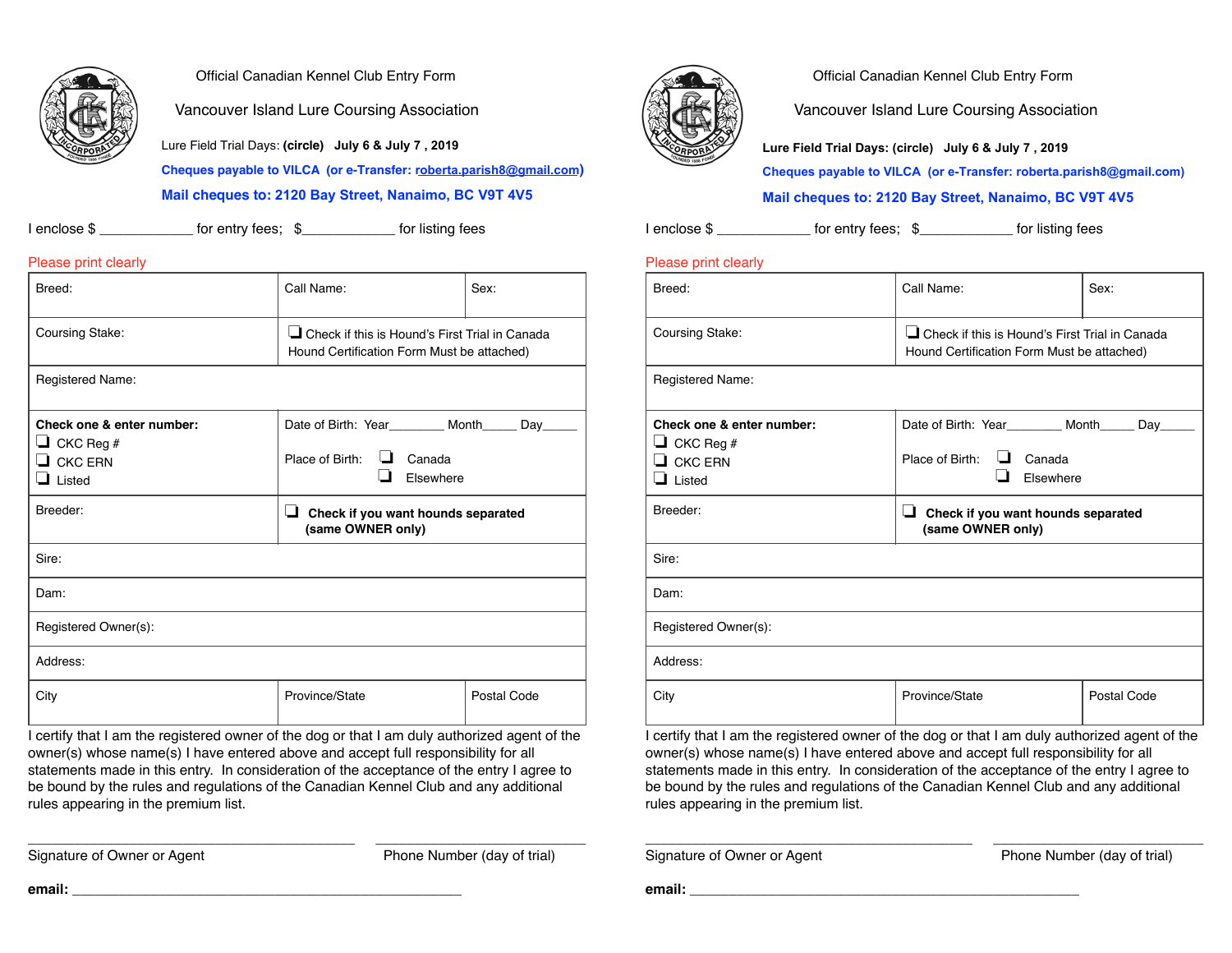Official Canadian Kennel Club Entry Form

## Vancouver Island Lure Coursing Association

Lure Field Trial Days: **(circle)** **July 6 & July 7 , 2019**

**Cheques payable to VILCA (or e-Transfer: roberta.parish8@gmail.com)**

**Mail cheques to: 2120 Bay Street, Nanaimo, BC V9T 4V5**

I enclose $ ____________ for entry fees; $____________ for listing fees

Please print clearly

| Breed: | Call Name: | Sex: |
|---|---|---|
| Coursing Stake: | ❑ Check if this is Hound's First Trial in Canada Hound Certification Form Must be attached) | |
| Registered Name: | | |
| **Check one & enter number:** ❑ CKC Reg # ❑ CKC ERN ❑ Listed | Date of Birth: Year________ Month_____ Day_____ Place of Birth: ❑ Canada ❑ Elsewhere | |
| Breeder: | ❑ **Check if you want hounds separated (same OWNER only)** | |
| Sire: | | |
| Dam: | | |
| Registered Owner(s): | | |
| Address: | | |
| City | Province/State | Postal Code |

I certify that I am the registered owner of the dog or that I am duly authorized agent of the owner(s) whose name(s) I have entered above and accept full responsibility for all statements made in this entry. In consideration of the acceptance of the entry I agree to be bound by the rules and regulations of the Canadian Kennel Club and any additional rules appearing in the premium list.

________________________________________ ________________________

Signature of Owner or Agent Phone Number (day of trial)

**email:** ______________________________________________

---

Official Canadian Kennel Club Entry Form

## Vancouver Island Lure Coursing Association

**Lure Field Trial Days: (circle) July 6 & July 7 , 2019**

**Cheques payable to VILCA (or e-Transfer: roberta.parish8@gmail.com)**

**Mail cheques to: 2120 Bay Street, Nanaimo, BC V9T 4V5**

I enclose $ ____________ for entry fees; $____________ for listing fees

Please print clearly

| Breed: | Call Name: | Sex: |
|---|---|---|
| Coursing Stake: | ❑ Check if this is Hound's First Trial in Canada Hound Certification Form Must be attached) | |
| Registered Name: | | |
| **Check one & enter number:** ❑ CKC Reg # ❑ CKC ERN ❑ Listed | Date of Birth: Year________ Month_____ Day_____ Place of Birth: ❑ Canada ❑ Elsewhere | |
| Breeder: | ❑ **Check if you want hounds separated (same OWNER only)** | |
| Sire: | | |
| Dam: | | |
| Registered Owner(s): | | |
| Address: | | |
| City | Province/State | Postal Code |

I certify that I am the registered owner of the dog or that I am duly authorized agent of the owner(s) whose name(s) I have entered above and accept full responsibility for all statements made in this entry. In consideration of the acceptance of the entry I agree to be bound by the rules and regulations of the Canadian Kennel Club and any additional rules appearing in the premium list.

________________________________________ ________________________

Signature of Owner or Agent Phone Number (day of trial)

**email:** ______________________________________________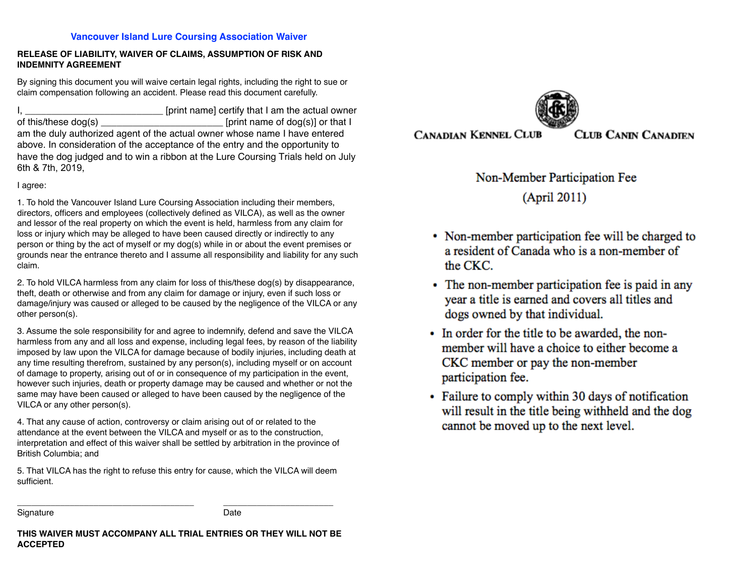## Vancouver Island Lure Coursing Association Waiver

**RELEASE OF LIABILITY, WAIVER OF CLAIMS, ASSUMPTION OF RISK AND INDEMNITY AGREEMENT**

By signing this document you will waive certain legal rights, including the right to sue or claim compensation following an accident. Please read this document carefully.

I, __________________________ [print name] certify that I am the actual owner of this/these dog(s) _______________________ [print name of dog(s)] or that I am the duly authorized agent of the actual owner whose name I have entered above. In consideration of the acceptance of the entry and the opportunity to have the dog judged and to win a ribbon at the Lure Coursing Trials held on July 6th & 7th, 2019,

I agree:

1. To hold the Vancouver Island Lure Coursing Association including their members, directors, officers and employees (collectively defined as VILCA), as well as the owner and lessor of the real property on which the event is held, harmless from any claim for loss or injury which may be alleged to have been caused directly or indirectly to any person or thing by the act of myself or my dog(s) while in or about the event premises or grounds near the entrance thereto and I assume all responsibility and liability for any such claim.

2. To hold VILCA harmless from any claim for loss of this/these dog(s) by disappearance, theft, death or otherwise and from any claim for damage or injury, even if such loss or damage/injury was caused or alleged to be caused by the negligence of the VILCA or any other person(s).

3. Assume the sole responsibility for and agree to indemnify, defend and save the VILCA harmless from any and all loss and expense, including legal fees, by reason of the liability imposed by law upon the VILCA for damage because of bodily injuries, including death at any time resulting therefrom, sustained by any person(s), including myself or on account of damage to property, arising out of or in consequence of my participation in the event, however such injuries, death or property damage may be caused and whether or not the same may have been caused or alleged to have been caused by the negligence of the VILCA or any other person(s).

4. That any cause of action, controversy or claim arising out of or related to the attendance at the event between the VILCA and myself or as to the construction, interpretation and effect of this waiver shall be settled by arbitration in the province of British Columbia; and

5. That VILCA has the right to refuse this entry for cause, which the VILCA will deem sufficient.

_____________________________________ &nbsp;&nbsp;&nbsp;&nbsp; _______________________

Signature &nbsp;&nbsp;&nbsp;&nbsp; Date

**THIS WAIVER MUST ACCOMPANY ALL TRIAL ENTRIES OR THEY WILL NOT BE ACCEPTED**

**CANADIAN KENNEL CLUB** &nbsp;&nbsp;&nbsp;&nbsp; **CLUB CANIN CANADIEN**

## Non-Member Participation Fee

### (April 2011)

- Non-member participation fee will be charged to a resident of Canada who is a non-member of the CKC.
- The non-member participation fee is paid in any year a title is earned and covers all titles and dogs owned by that individual.
- In order for the title to be awarded, the non-member will have a choice to either become a CKC member or pay the non-member participation fee.
- Failure to comply within 30 days of notification will result in the title being withheld and the dog cannot be moved up to the next level.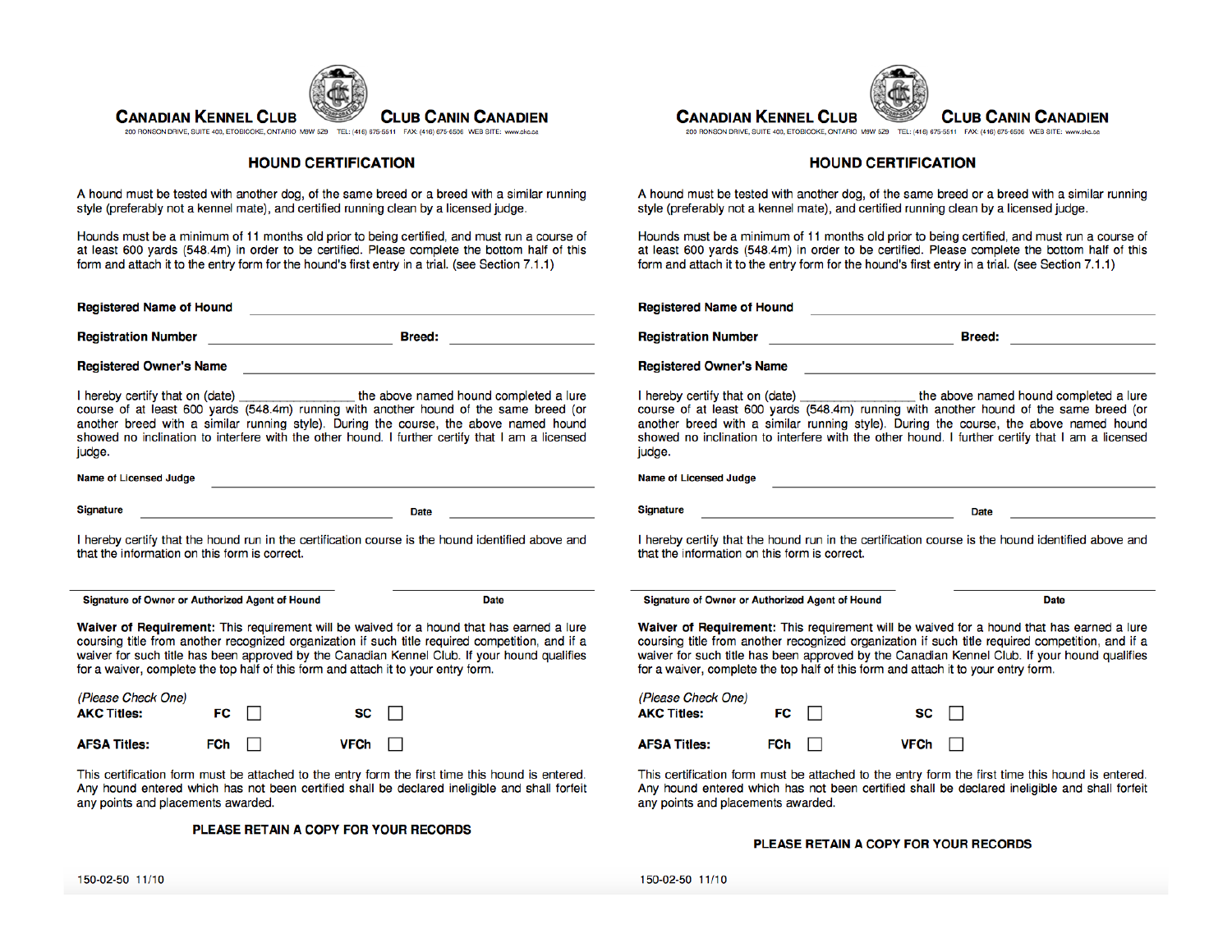**CANADIAN KENNEL CLUB** **CLUB CANIN CANADIEN**

200 RONSON DRIVE, SUITE 400, ETOBICOKE, ONTARIO M9W 5Z9 TEL: (416) 675-5511 FAX: (416) 675-6506 WEB SITE: www.ckc.ca

## HOUND CERTIFICATION

A hound must be tested with another dog, of the same breed or a breed with a similar running style (preferably not a kennel mate), and certified running clean by a licensed judge.

Hounds must be a minimum of 11 months old prior to being certified, and must run a course of at least 600 yards (548.4m) in order to be certified. Please complete the bottom half of this form and attach it to the entry form for the hound's first entry in a trial. (see Section 7.1.1)

**Registered Name of Hound** ______________________________

**Registration Number** ____________________ **Breed:** ________________

**Registered Owner's Name** ______________________________

I hereby certify that on (date) ________________ the above named hound completed a lure course of at least 600 yards (548.4m) running with another hound of the same breed (or another breed with a similar running style). During the course, the above named hound showed no inclination to interfere with the other hound. I further certify that I am a licensed judge.

**Name of Licensed Judge** ______________________________

**Signature** ____________________ **Date** ________________

I hereby certify that the hound run in the certification course is the hound identified above and that the information on this form is correct.

______________________________ ________________

**Signature of Owner or Authorized Agent of Hound** **Date**

**Waiver of Requirement:** This requirement will be waived for a hound that has earned a lure coursing title from another recognized organization if such title required competition, and if a waiver for such title has been approved by the Canadian Kennel Club. If your hound qualifies for a waiver, complete the top half of this form and attach it to your entry form.

*(Please Check One)*

**AKC Titles:** **FC** ☐ **SC** ☐

**AFSA Titles:** **FCh** ☐ **VFCh** ☐

This certification form must be attached to the entry form the first time this hound is entered. Any hound entered which has not been certified shall be declared ineligible and shall forfeit any points and placements awarded.

**PLEASE RETAIN A COPY FOR YOUR RECORDS**

150-02-50 11/10

---

**CANADIAN KENNEL CLUB** **CLUB CANIN CANADIEN**

200 RONSON DRIVE, SUITE 400, ETOBICOKE, ONTARIO M9W 5Z9 TEL: (416) 675-5511 FAX: (416) 675-6506 WEB SITE: www.ckc.ca

## HOUND CERTIFICATION

A hound must be tested with another dog, of the same breed or a breed with a similar running style (preferably not a kennel mate), and certified running clean by a licensed judge.

Hounds must be a minimum of 11 months old prior to being certified, and must run a course of at least 600 yards (548.4m) in order to be certified. Please complete the bottom half of this form and attach it to the entry form for the hound's first entry in a trial. (see Section 7.1.1)

**Registered Name of Hound** ______________________________

**Registration Number** ____________________ **Breed:** ________________

**Registered Owner's Name** ______________________________

I hereby certify that on (date) ________________ the above named hound completed a lure course of at least 600 yards (548.4m) running with another hound of the same breed (or another breed with a similar running style). During the course, the above named hound showed no inclination to interfere with the other hound. I further certify that I am a licensed judge.

**Name of Licensed Judge** ______________________________

**Signature** ____________________ **Date** ________________

I hereby certify that the hound run in the certification course is the hound identified above and that the information on this form is correct.

______________________________ ________________

**Signature of Owner or Authorized Agent of Hound** **Date**

**Waiver of Requirement:** This requirement will be waived for a hound that has earned a lure coursing title from another recognized organization if such title required competition, and if a waiver for such title has been approved by the Canadian Kennel Club. If your hound qualifies for a waiver, complete the top half of this form and attach it to your entry form.

*(Please Check One)*

**AKC Titles:** **FC** ☐ **SC** ☐

**AFSA Titles:** **FCh** ☐ **VFCh** ☐

This certification form must be attached to the entry form the first time this hound is entered. Any hound entered which has not been certified shall be declared ineligible and shall forfeit any points and placements awarded.

**PLEASE RETAIN A COPY FOR YOUR RECORDS**

150-02-50 11/10